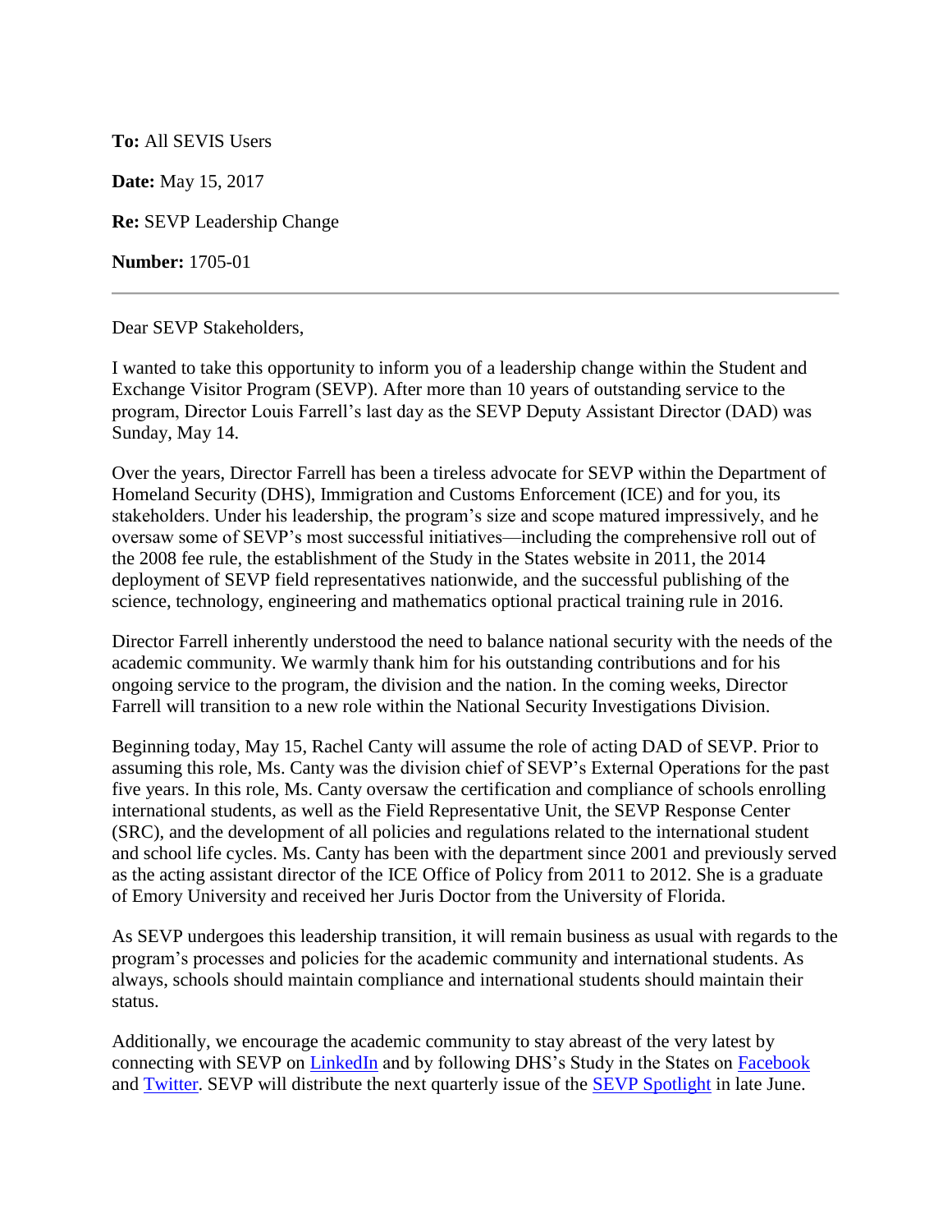**To:** All SEVIS Users

**Date:** May 15, 2017

**Re:** SEVP Leadership Change

**Number:** 1705-01

---

Dear SEVP Stakeholders,

I wanted to take this opportunity to inform you of a leadership change within the Student and Exchange Visitor Program (SEVP). After more than 10 years of outstanding service to the program, Director Louis Farrell's last day as the SEVP Deputy Assistant Director (DAD) was Sunday, May 14.

Over the years, Director Farrell has been a tireless advocate for SEVP within the Department of Homeland Security (DHS), Immigration and Customs Enforcement (ICE) and for you, its stakeholders. Under his leadership, the program's size and scope matured impressively, and he oversaw some of SEVP's most successful initiatives—including the comprehensive roll out of the 2008 fee rule, the establishment of the Study in the States website in 2011, the 2014 deployment of SEVP field representatives nationwide, and the successful publishing of the science, technology, engineering and mathematics optional practical training rule in 2016.

Director Farrell inherently understood the need to balance national security with the needs of the academic community. We warmly thank him for his outstanding contributions and for his ongoing service to the program, the division and the nation. In the coming weeks, Director Farrell will transition to a new role within the National Security Investigations Division.

Beginning today, May 15, Rachel Canty will assume the role of acting DAD of SEVP. Prior to assuming this role, Ms. Canty was the division chief of SEVP's External Operations for the past five years. In this role, Ms. Canty oversaw the certification and compliance of schools enrolling international students, as well as the Field Representative Unit, the SEVP Response Center (SRC), and the development of all policies and regulations related to the international student and school life cycles. Ms. Canty has been with the department since 2001 and previously served as the acting assistant director of the ICE Office of Policy from 2011 to 2012. She is a graduate of Emory University and received her Juris Doctor from the University of Florida.

As SEVP undergoes this leadership transition, it will remain business as usual with regards to the program's processes and policies for the academic community and international students. As always, schools should maintain compliance and international students should maintain their status.

Additionally, we encourage the academic community to stay abreast of the very latest by connecting with SEVP on LinkedIn and by following DHS's Study in the States on Facebook and Twitter. SEVP will distribute the next quarterly issue of the SEVP Spotlight in late June.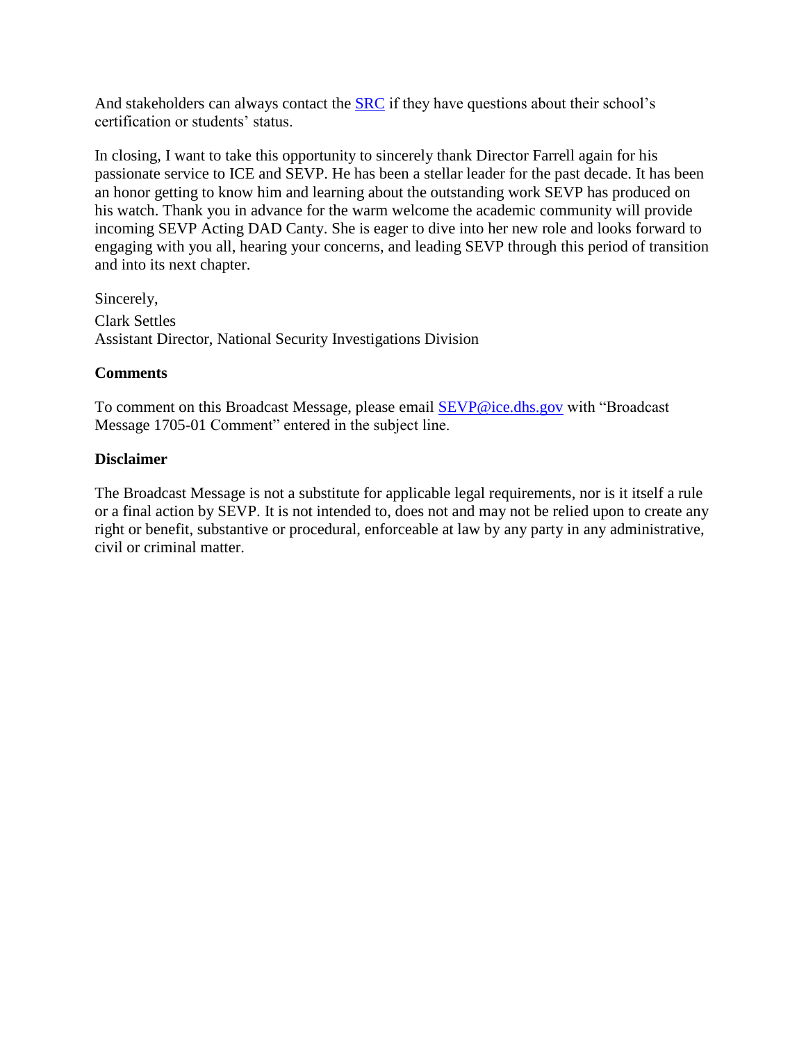And stakeholders can always contact the SRC if they have questions about their school's certification or students' status.

In closing, I want to take this opportunity to sincerely thank Director Farrell again for his passionate service to ICE and SEVP. He has been a stellar leader for the past decade. It has been an honor getting to know him and learning about the outstanding work SEVP has produced on his watch. Thank you in advance for the warm welcome the academic community will provide incoming SEVP Acting DAD Canty. She is eager to dive into her new role and looks forward to engaging with you all, hearing your concerns, and leading SEVP through this period of transition and into its next chapter.

Sincerely,
Clark Settles
Assistant Director, National Security Investigations Division

**Comments**

To comment on this Broadcast Message, please email SEVP@ice.dhs.gov with "Broadcast Message 1705-01 Comment" entered in the subject line.

**Disclaimer**

The Broadcast Message is not a substitute for applicable legal requirements, nor is it itself a rule or a final action by SEVP. It is not intended to, does not and may not be relied upon to create any right or benefit, substantive or procedural, enforceable at law by any party in any administrative, civil or criminal matter.